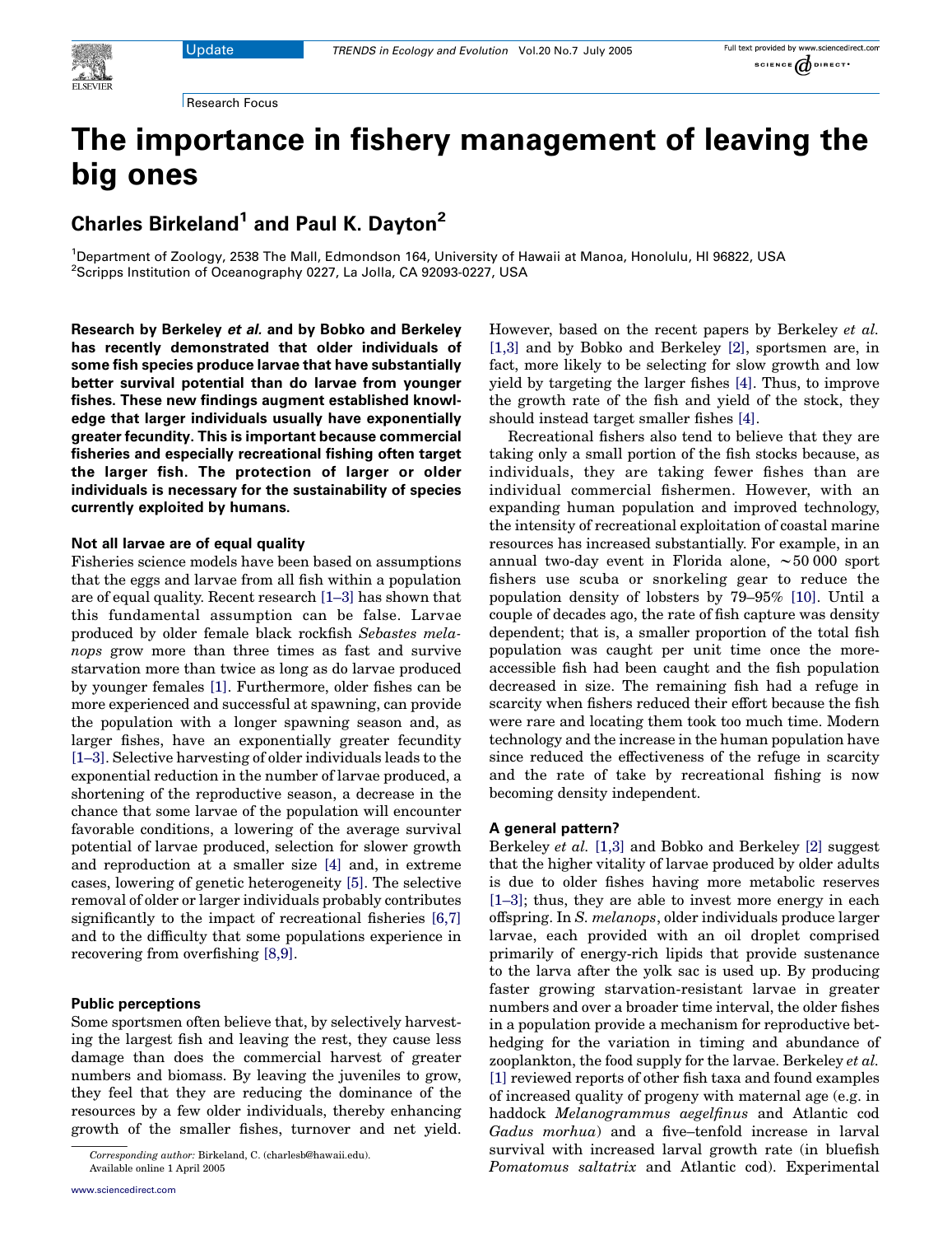Research Focus

# The importance in fishery management of leaving the big ones

## Charles Birkeland[1] and Paul K. Dayton[2]

[1]Department of Zoology, 2538 The Mall, Edmondson 164, University of Hawaii at Manoa, Honolulu, HI 96822, USA
[2]Scripps Institution of Oceanography 0227, La Jolla, CA 92093-0227, USA

**Research by Berkeley *et al.* and by Bobko and Berkeley has recently demonstrated that older individuals of some fish species produce larvae that have substantially better survival potential than do larvae from younger fishes. These new findings augment established knowledge that larger individuals usually have exponentially greater fecundity. This is important because commercial fisheries and especially recreational fishing often target the larger fish. The protection of larger or older individuals is necessary for the sustainability of species currently exploited by humans.**

### Not all larvae are of equal quality

Fisheries science models have been based on assumptions that the eggs and larvae from all fish within a population are of equal quality. Recent research [1–3] has shown that this fundamental assumption can be false. Larvae produced by older female black rockfish *Sebastes melanops* grow more than three times as fast and survive starvation more than twice as long as do larvae produced by younger females [1]. Furthermore, older fishes can be more experienced and successful at spawning, can provide the population with a longer spawning season and, as larger fishes, have an exponentially greater fecundity [1–3]. Selective harvesting of older individuals leads to the exponential reduction in the number of larvae produced, a shortening of the reproductive season, a decrease in the chance that some larvae of the population will encounter favorable conditions, a lowering of the average survival potential of larvae produced, selection for slower growth and reproduction at a smaller size [4] and, in extreme cases, lowering of genetic heterogeneity [5]. The selective removal of older or larger individuals probably contributes significantly to the impact of recreational fisheries [6,7] and to the difficulty that some populations experience in recovering from overfishing [8,9].

### Public perceptions

Some sportsmen often believe that, by selectively harvesting the largest fish and leaving the rest, they cause less damage than does the commercial harvest of greater numbers and biomass. By leaving the juveniles to grow, they feel that they are reducing the dominance of the resources by a few older individuals, thereby enhancing growth of the smaller fishes, turnover and net yield. However, based on the recent papers by Berkeley *et al.* [1,3] and by Bobko and Berkeley [2], sportsmen are, in fact, more likely to be selecting for slow growth and low yield by targeting the larger fishes [4]. Thus, to improve the growth rate of the fish and yield of the stock, they should instead target smaller fishes [4].

Recreational fishers also tend to believe that they are taking only a small portion of the fish stocks because, as individuals, they are taking fewer fishes than are individual commercial fishermen. However, with an expanding human population and improved technology, the intensity of recreational exploitation of coastal marine resources has increased substantially. For example, in an annual two-day event in Florida alone, ~50 000 sport fishers use scuba or snorkeling gear to reduce the population density of lobsters by 79–95% [10]. Until a couple of decades ago, the rate of fish capture was density dependent; that is, a smaller proportion of the total fish population was caught per unit time once the more-accessible fish had been caught and the fish population decreased in size. The remaining fish had a refuge in scarcity when fishers reduced their effort because the fish were rare and locating them took too much time. Modern technology and the increase in the human population have since reduced the effectiveness of the refuge in scarcity and the rate of take by recreational fishing is now becoming density independent.

### A general pattern?

Berkeley *et al.* [1,3] and Bobko and Berkeley [2] suggest that the higher vitality of larvae produced by older adults is due to older fishes having more metabolic reserves [1–3]; thus, they are able to invest more energy in each offspring. In *S. melanops*, older individuals produce larger larvae, each provided with an oil droplet comprised primarily of energy-rich lipids that provide sustenance to the larva after the yolk sac is used up. By producing faster growing starvation-resistant larvae in greater numbers and over a broader time interval, the older fishes in a population provide a mechanism for reproductive bet-hedging for the variation in timing and abundance of zooplankton, the food supply for the larvae. Berkeley *et al.* [1] reviewed reports of other fish taxa and found examples of increased quality of progeny with maternal age (e.g. in haddock *Melanogrammus aegelfinus* and Atlantic cod *Gadus morhua*) and a five–tenfold increase in larval survival with increased larval growth rate (in bluefish *Pomatomus saltatrix* and Atlantic cod). Experimental

*Corresponding author:* Birkeland, C. (charlesb@hawaii.edu).
Available online 1 April 2005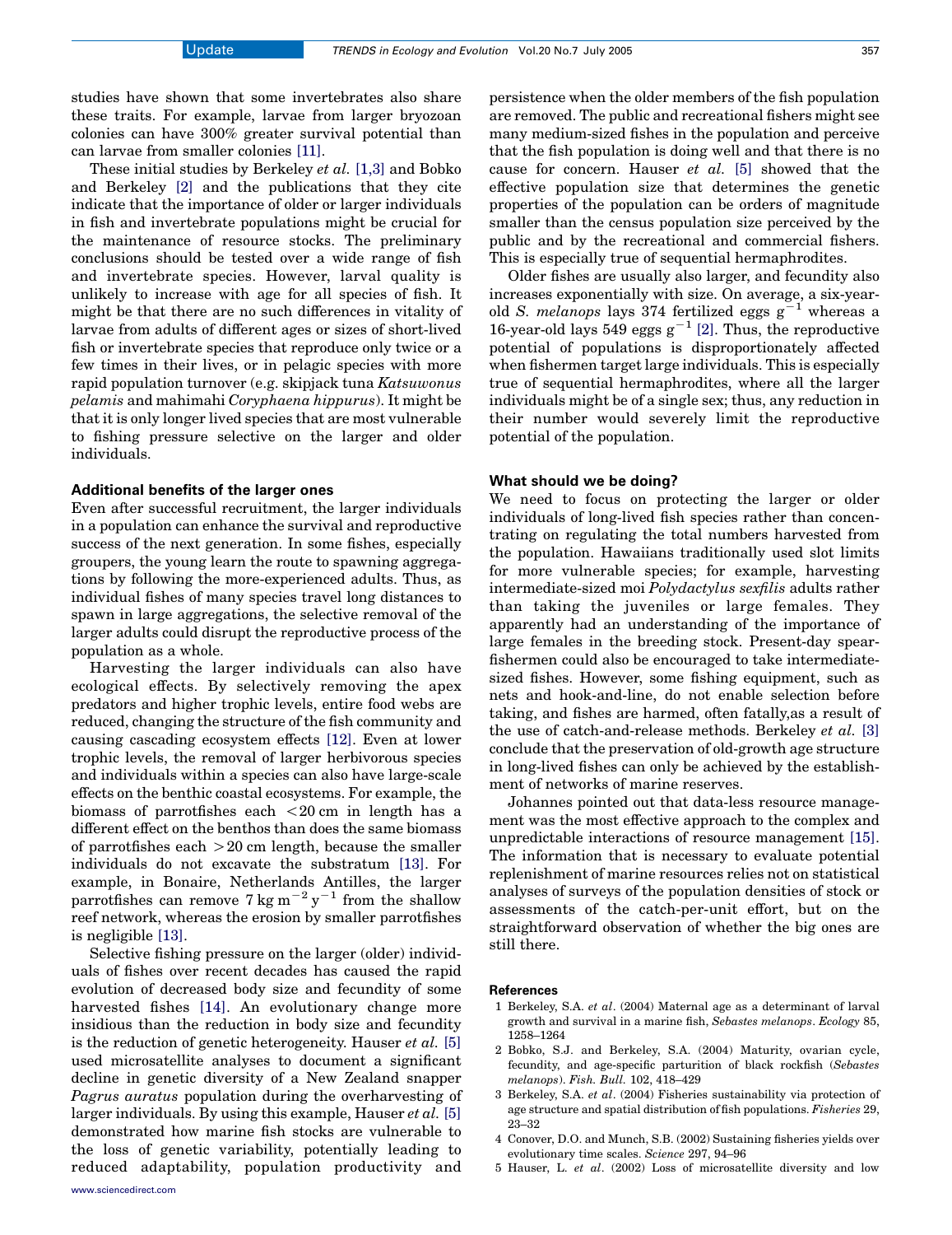studies have shown that some invertebrates also share these traits. For example, larvae from larger bryozoan colonies can have 300% greater survival potential than can larvae from smaller colonies [11].

These initial studies by Berkeley *et al.* [1,3] and Bobko and Berkeley [2] and the publications that they cite indicate that the importance of older or larger individuals in fish and invertebrate populations might be crucial for the maintenance of resource stocks. The preliminary conclusions should be tested over a wide range of fish and invertebrate species. However, larval quality is unlikely to increase with age for all species of fish. It might be that there are no such differences in vitality of larvae from adults of different ages or sizes of short-lived fish or invertebrate species that reproduce only twice or a few times in their lives, or in pelagic species with more rapid population turnover (e.g. skipjack tuna *Katsuwonus pelamis* and mahimahi *Coryphaena hippurus*). It might be that it is only longer lived species that are most vulnerable to fishing pressure selective on the larger and older individuals.

### Additional benefits of the larger ones

Even after successful recruitment, the larger individuals in a population can enhance the survival and reproductive success of the next generation. In some fishes, especially groupers, the young learn the route to spawning aggregations by following the more-experienced adults. Thus, as individual fishes of many species travel long distances to spawn in large aggregations, the selective removal of the larger adults could disrupt the reproductive process of the population as a whole.

Harvesting the larger individuals can also have ecological effects. By selectively removing the apex predators and higher trophic levels, entire food webs are reduced, changing the structure of the fish community and causing cascading ecosystem effects [12]. Even at lower trophic levels, the removal of larger herbivorous species and individuals within a species can also have large-scale effects on the benthic coastal ecosystems. For example, the biomass of parrotfishes each $<20$ cm in length has a different effect on the benthos than does the same biomass of parrotfishes each $>20$ cm length, because the smaller individuals do not excavate the substratum [13]. For example, in Bonaire, Netherlands Antilles, the larger parrotfishes can remove $7\ \text{kg m}^{-2}\ \text{y}^{-1}$ from the shallow reef network, whereas the erosion by smaller parrotfishes is negligible [13].

Selective fishing pressure on the larger (older) individuals of fishes over recent decades has caused the rapid evolution of decreased body size and fecundity of some harvested fishes [14]. An evolutionary change more insidious than the reduction in body size and fecundity is the reduction of genetic heterogeneity. Hauser *et al.* [5] used microsatellite analyses to document a significant decline in genetic diversity of a New Zealand snapper *Pagrus auratus* population during the overharvesting of larger individuals. By using this example, Hauser *et al.* [5] demonstrated how marine fish stocks are vulnerable to the loss of genetic variability, potentially leading to reduced adaptability, population productivity and persistence when the older members of the fish population are removed. The public and recreational fishers might see many medium-sized fishes in the population and perceive that the fish population is doing well and that there is no cause for concern. Hauser *et al.* [5] showed that the effective population size that determines the genetic properties of the population can be orders of magnitude smaller than the census population size perceived by the public and by the recreational and commercial fishers. This is especially true of sequential hermaphrodites.

Older fishes are usually also larger, and fecundity also increases exponentially with size. On average, a six-year-old *S. melanops* lays 374 fertilized eggs $\text{g}^{-1}$ whereas a 16-year-old lays 549 eggs $\text{g}^{-1}$ [2]. Thus, the reproductive potential of populations is disproportionately affected when fishermen target large individuals. This is especially true of sequential hermaphrodites, where all the larger individuals might be of a single sex; thus, any reduction in their number would severely limit the reproductive potential of the population.

### What should we be doing?

We need to focus on protecting the larger or older individuals of long-lived fish species rather than concentrating on regulating the total numbers harvested from the population. Hawaiians traditionally used slot limits for more vulnerable species; for example, harvesting intermediate-sized moi *Polydactylus sexfilis* adults rather than taking the juveniles or large females. They apparently had an understanding of the importance of large females in the breeding stock. Present-day spear-fishermen could also be encouraged to take intermediate-sized fishes. However, some fishing equipment, such as nets and hook-and-line, do not enable selection before taking, and fishes are harmed, often fatally,as a result of the use of catch-and-release methods. Berkeley *et al.* [3] conclude that the preservation of old-growth age structure in long-lived fishes can only be achieved by the establishment of networks of marine reserves.

Johannes pointed out that data-less resource management was the most effective approach to the complex and unpredictable interactions of resource management [15]. The information that is necessary to evaluate potential replenishment of marine resources relies not on statistical analyses of surveys of the population densities of stock or assessments of the catch-per-unit effort, but on the straightforward observation of whether the big ones are still there.

### References

1 Berkeley, S.A. *et al.* (2004) Maternal age as a determinant of larval growth and survival in a marine fish, *Sebastes melanops*. *Ecology* 85, 1258–1264

2 Bobko, S.J. and Berkeley, S.A. (2004) Maturity, ovarian cycle, fecundity, and age-specific parturition of black rockfish (*Sebastes melanops*). *Fish. Bull.* 102, 418–429

3 Berkeley, S.A. *et al.* (2004) Fisheries sustainability via protection of age structure and spatial distribution of fish populations. *Fisheries* 29, 23–32

4 Conover, D.O. and Munch, S.B. (2002) Sustaining fisheries yields over evolutionary time scales. *Science* 297, 94–96

5 Hauser, L. *et al.* (2002) Loss of microsatellite diversity and low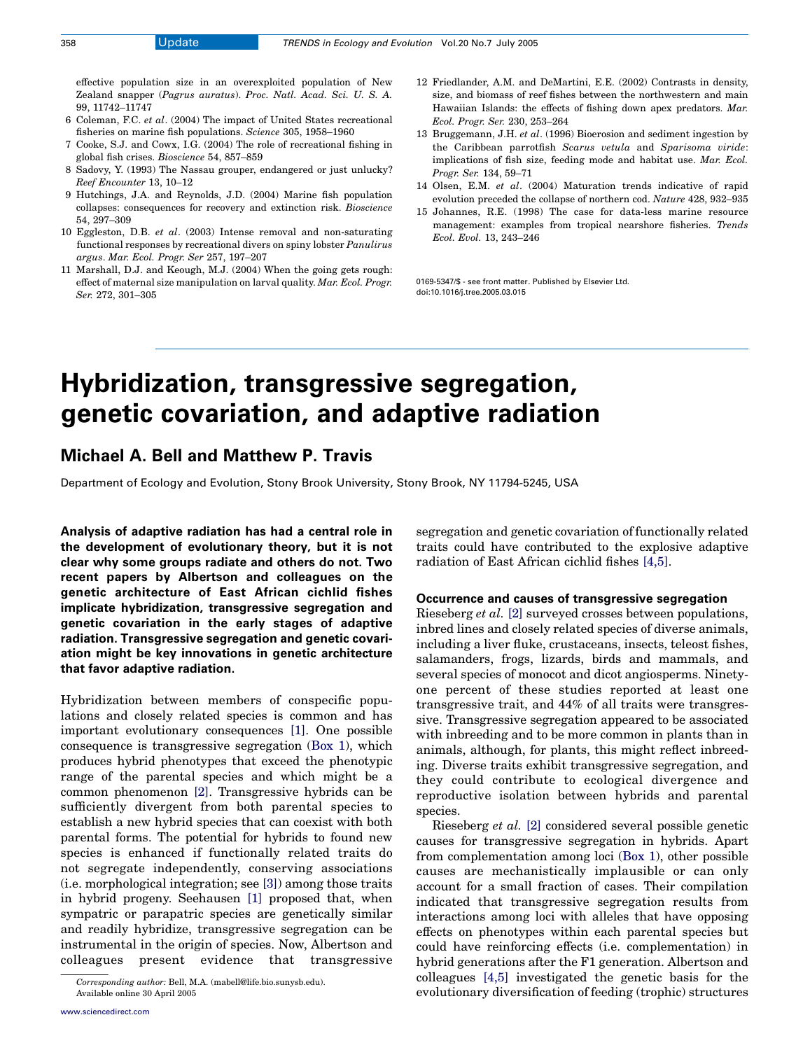effective population size in an overexploited population of New Zealand snapper (*Pagrus auratus*). *Proc. Natl. Acad. Sci. U. S. A.* 99, 11742–11747

6 Coleman, F.C. *et al*. (2004) The impact of United States recreational fisheries on marine fish populations. *Science* 305, 1958–1960

7 Cooke, S.J. and Cowx, I.G. (2004) The role of recreational fishing in global fish crises. *Bioscience* 54, 857–859

8 Sadovy, Y. (1993) The Nassau grouper, endangered or just unlucky? *Reef Encounter* 13, 10–12

9 Hutchings, J.A. and Reynolds, J.D. (2004) Marine fish population collapses: consequences for recovery and extinction risk. *Bioscience* 54, 297–309

10 Eggleston, D.B. *et al*. (2003) Intense removal and non-saturating functional responses by recreational divers on spiny lobster *Panulirus argus*. *Mar. Ecol. Progr. Ser* 257, 197–207

11 Marshall, D.J. and Keough, M.J. (2004) When the going gets rough: effect of maternal size manipulation on larval quality. *Mar. Ecol. Progr. Ser.* 272, 301–305

12 Friedlander, A.M. and DeMartini, E.E. (2002) Contrasts in density, size, and biomass of reef fishes between the northwestern and main Hawaiian Islands: the effects of fishing down apex predators. *Mar. Ecol. Progr. Ser.* 230, 253–264

13 Bruggemann, J.H. *et al*. (1996) Bioerosion and sediment ingestion by the Caribbean parrotfish *Scarus vetula* and *Sparisoma viride*: implications of fish size, feeding mode and habitat use. *Mar. Ecol. Progr. Ser.* 134, 59–71

14 Olsen, E.M. *et al*. (2004) Maturation trends indicative of rapid evolution preceded the collapse of northern cod. *Nature* 428, 932–935

15 Johannes, R.E. (1998) The case for data-less marine resource management: examples from tropical nearshore fisheries. *Trends Ecol. Evol.* 13, 243–246

0169-5347/$ - see front matter. Published by Elsevier Ltd.
doi:10.1016/j.tree.2005.03.015

# Hybridization, transgressive segregation, genetic covariation, and adaptive radiation

## Michael A. Bell and Matthew P. Travis

Department of Ecology and Evolution, Stony Brook University, Stony Brook, NY 11794-5245, USA

**Analysis of adaptive radiation has had a central role in the development of evolutionary theory, but it is not clear why some groups radiate and others do not. Two recent papers by Albertson and colleagues on the genetic architecture of East African cichlid fishes implicate hybridization, transgressive segregation and genetic covariation in the early stages of adaptive radiation. Transgressive segregation and genetic covariation might be key innovations in genetic architecture that favor adaptive radiation.**

Hybridization between members of conspecific populations and closely related species is common and has important evolutionary consequences [1]. One possible consequence is transgressive segregation (Box 1), which produces hybrid phenotypes that exceed the phenotypic range of the parental species and which might be a common phenomenon [2]. Transgressive hybrids can be sufficiently divergent from both parental species to establish a new hybrid species that can coexist with both parental forms. The potential for hybrids to found new species is enhanced if functionally related traits do not segregate independently, conserving associations (i.e. morphological integration; see [3]) among those traits in hybrid progeny. Seehausen [1] proposed that, when sympatric or parapatric species are genetically similar and readily hybridize, transgressive segregation can be instrumental in the origin of species. Now, Albertson and colleagues present evidence that transgressive segregation and genetic covariation of functionally related traits could have contributed to the explosive adaptive radiation of East African cichlid fishes [4,5].

*Corresponding author:* Bell, M.A. (mabell@life.bio.sunysb.edu).
Available online 30 April 2005

### Occurrence and causes of transgressive segregation

Rieseberg *et al.* [2] surveyed crosses between populations, inbred lines and closely related species of diverse animals, including a liver fluke, crustaceans, insects, teleost fishes, salamanders, frogs, lizards, birds and mammals, and several species of monocot and dicot angiosperms. Ninety-one percent of these studies reported at least one transgressive trait, and 44% of all traits were transgressive. Transgressive segregation appeared to be associated with inbreeding and to be more common in plants than in animals, although, for plants, this might reflect inbreeding. Diverse traits exhibit transgressive segregation, and they could contribute to ecological divergence and reproductive isolation between hybrids and parental species.

Rieseberg *et al.* [2] considered several possible genetic causes for transgressive segregation in hybrids. Apart from complementation among loci (Box 1), other possible causes are mechanistically implausible or can only account for a small fraction of cases. Their compilation indicated that transgressive segregation results from interactions among loci with alleles that have opposing effects on phenotypes within each parental species but could have reinforcing effects (i.e. complementation) in hybrid generations after the F1 generation. Albertson and colleagues [4,5] investigated the genetic basis for the evolutionary diversification of feeding (trophic) structures